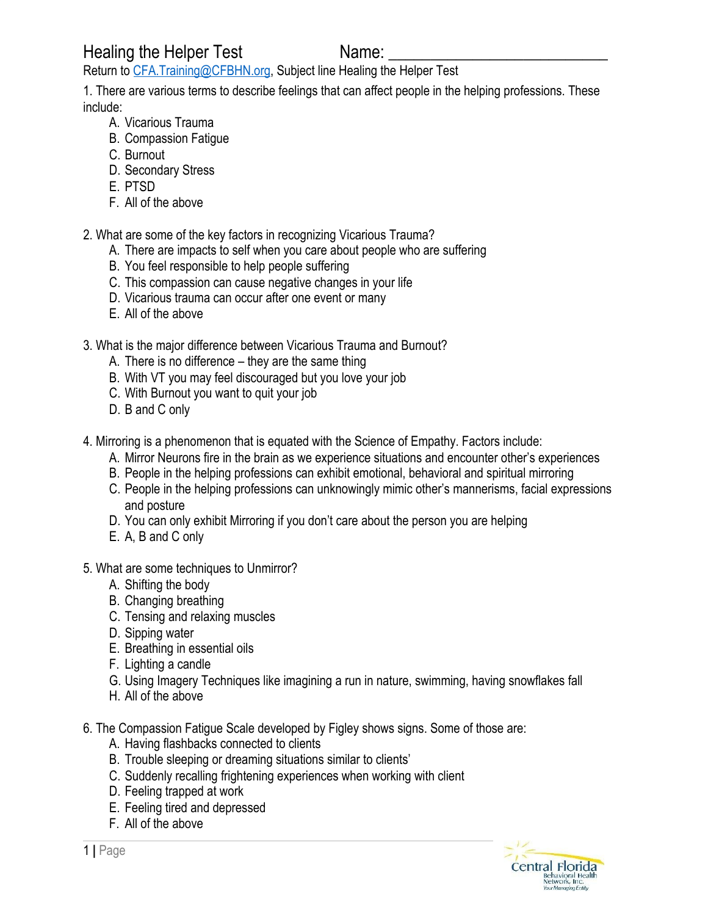# Healing the Helper Test

Name: ____________________________

Return to CFA.Training@CFBHN.org, Subject line Healing the Helper Test

1. There are various terms to describe feelings that can affect people in the helping professions. These include:
   A. Vicarious Trauma
   B. Compassion Fatigue
   C. Burnout
   D. Secondary Stress
   E. PTSD
   F. All of the above

2. What are some of the key factors in recognizing Vicarious Trauma?
   A. There are impacts to self when you care about people who are suffering
   B. You feel responsible to help people suffering
   C. This compassion can cause negative changes in your life
   D. Vicarious trauma can occur after one event or many
   E. All of the above

3. What is the major difference between Vicarious Trauma and Burnout?
   A. There is no difference – they are the same thing
   B. With VT you may feel discouraged but you love your job
   C. With Burnout you want to quit your job
   D. B and C only

4. Mirroring is a phenomenon that is equated with the Science of Empathy. Factors include:
   A. Mirror Neurons fire in the brain as we experience situations and encounter other's experiences
   B. People in the helping professions can exhibit emotional, behavioral and spiritual mirroring
   C. People in the helping professions can unknowingly mimic other's mannerisms, facial expressions and posture
   D. You can only exhibit Mirroring if you don't care about the person you are helping
   E. A, B and C only

5. What are some techniques to Unmirror?
   A. Shifting the body
   B. Changing breathing
   C. Tensing and relaxing muscles
   D. Sipping water
   E. Breathing in essential oils
   F. Lighting a candle
   G. Using Imagery Techniques like imagining a run in nature, swimming, having snowflakes fall
   H. All of the above

6. The Compassion Fatigue Scale developed by Figley shows signs. Some of those are:
   A. Having flashbacks connected to clients
   B. Trouble sleeping or dreaming situations similar to clients'
   C. Suddenly recalling frightening experiences when working with client
   D. Feeling trapped at work
   E. Feeling tired and depressed
   F. All of the above

Central Florida Behavioral Health Network, Inc. *Your Managing Entity*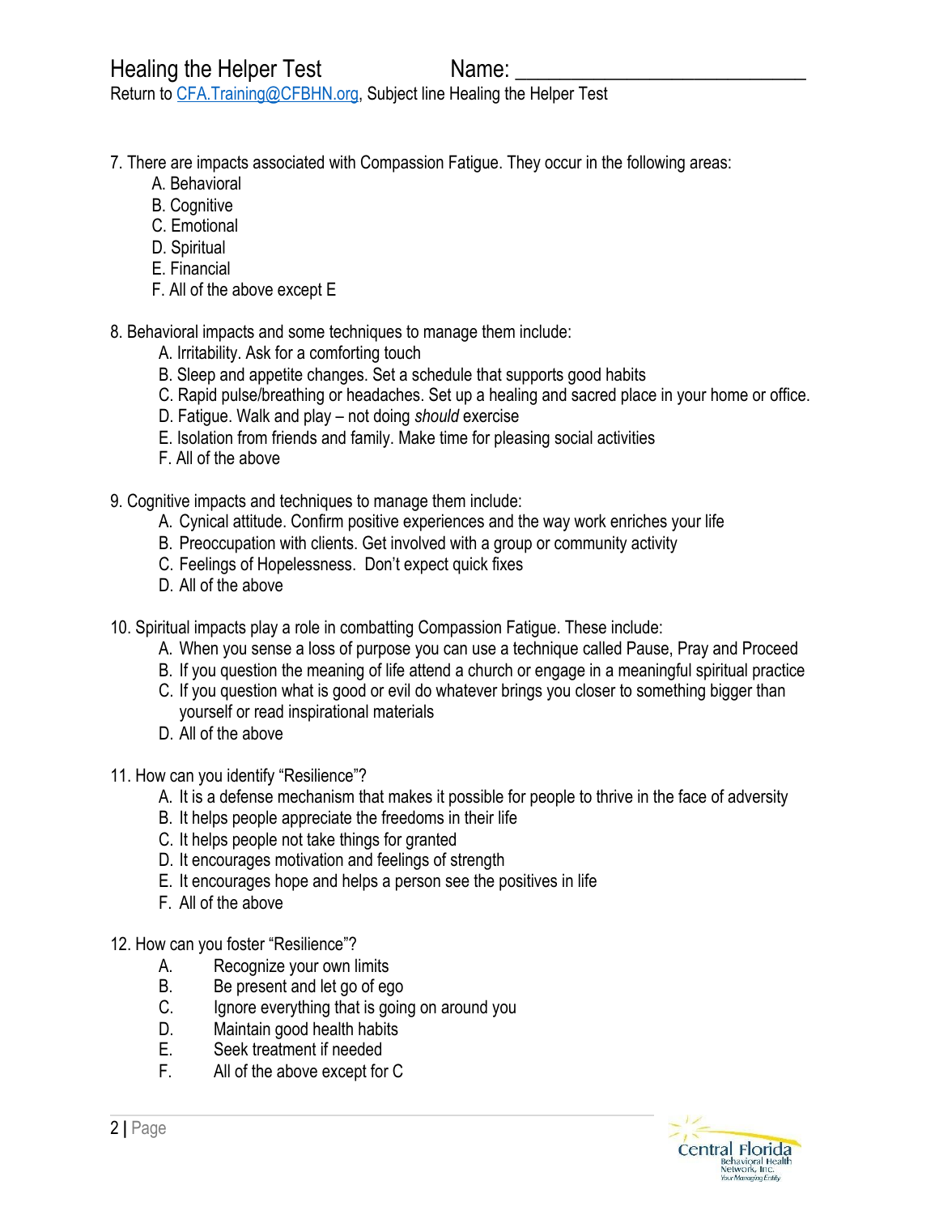Healing the Helper Test Name: ____________________________

Return to CFA.Training@CFBHN.org, Subject line Healing the Helper Test

7. There are impacts associated with Compassion Fatigue. They occur in the following areas:
   - A. Behavioral
   - B. Cognitive
   - C. Emotional
   - D. Spiritual
   - E. Financial
   - F. All of the above except E

8. Behavioral impacts and some techniques to manage them include:
   - A. Irritability. Ask for a comforting touch
   - B. Sleep and appetite changes. Set a schedule that supports good habits
   - C. Rapid pulse/breathing or headaches. Set up a healing and sacred place in your home or office.
   - D. Fatigue. Walk and play – not doing *should* exercise
   - E. Isolation from friends and family. Make time for pleasing social activities
   - F. All of the above

9. Cognitive impacts and techniques to manage them include:
   - A. Cynical attitude. Confirm positive experiences and the way work enriches your life
   - B. Preoccupation with clients. Get involved with a group or community activity
   - C. Feelings of Hopelessness. Don't expect quick fixes
   - D. All of the above

10. Spiritual impacts play a role in combatting Compassion Fatigue. These include:
    - A. When you sense a loss of purpose you can use a technique called Pause, Pray and Proceed
    - B. If you question the meaning of life attend a church or engage in a meaningful spiritual practice
    - C. If you question what is good or evil do whatever brings you closer to something bigger than yourself or read inspirational materials
    - D. All of the above

11. How can you identify "Resilience"?
    - A. It is a defense mechanism that makes it possible for people to thrive in the face of adversity
    - B. It helps people appreciate the freedoms in their life
    - C. It helps people not take things for granted
    - D. It encourages motivation and feelings of strength
    - E. It encourages hope and helps a person see the positives in life
    - F. All of the above

12. How can you foster "Resilience"?
    - A. Recognize your own limits
    - B. Be present and let go of ego
    - C. Ignore everything that is going on around you
    - D. Maintain good health habits
    - E. Seek treatment if needed
    - F. All of the above except for C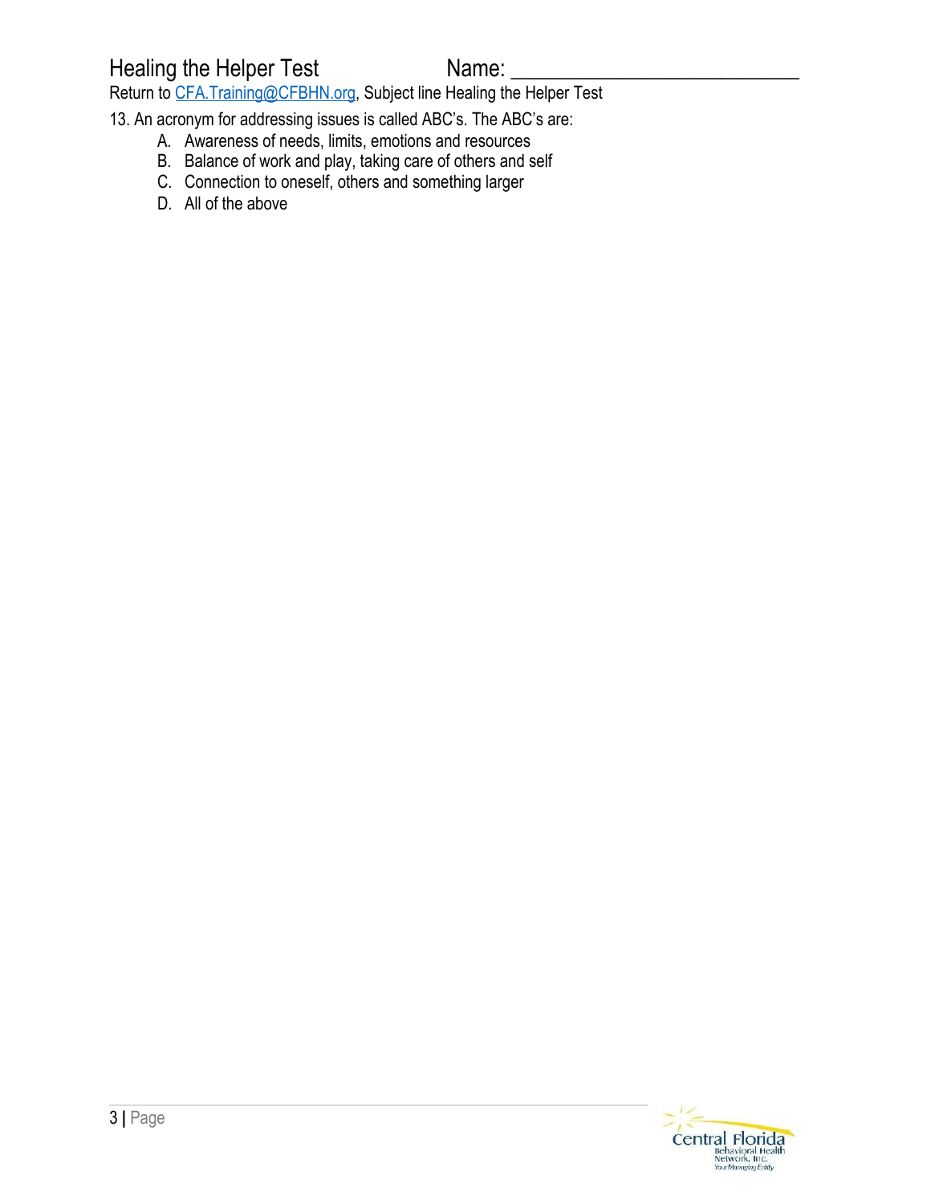Healing the Helper Test Name: ___________________________

Return to CFA.Training@CFBHN.org, Subject line Healing the Helper Test

13. An acronym for addressing issues is called ABC's. The ABC's are:

   A. Awareness of needs, limits, emotions and resources
   B. Balance of work and play, taking care of others and self
   C. Connection to oneself, others and something larger
   D. All of the above